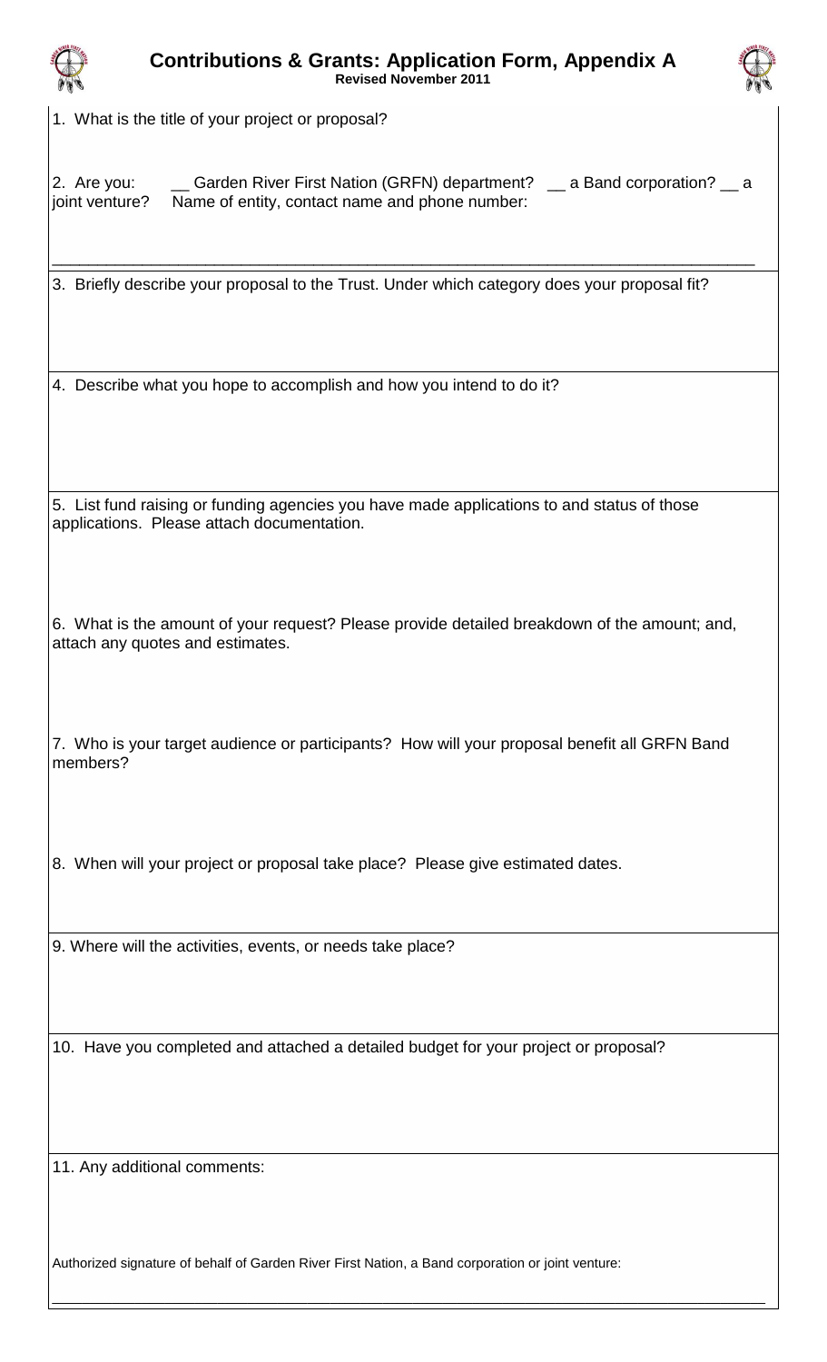# Contributions & Grants: Application Form, Appendix A

**Revised November 2011**

1. What is the title of your project or proposal?

2. Are you: __ Garden River First Nation (GRFN) department? __ a Band corporation? __ a joint venture? Name of entity, contact name and phone number:

_______________________________________________________________________________

3. Briefly describe your proposal to the Trust. Under which category does your proposal fit?

4. Describe what you hope to accomplish and how you intend to do it?

5. List fund raising or funding agencies you have made applications to and status of those applications. Please attach documentation.

6. What is the amount of your request? Please provide detailed breakdown of the amount; and, attach any quotes and estimates.

7. Who is your target audience or participants? How will your proposal benefit all GRFN Band members?

8. When will your project or proposal take place? Please give estimated dates.

9. Where will the activities, events, or needs take place?

10. Have you completed and attached a detailed budget for your project or proposal?

11. Any additional comments:

Authorized signature of behalf of Garden River First Nation, a Band corporation or joint venture:

_______________________________________________________________________________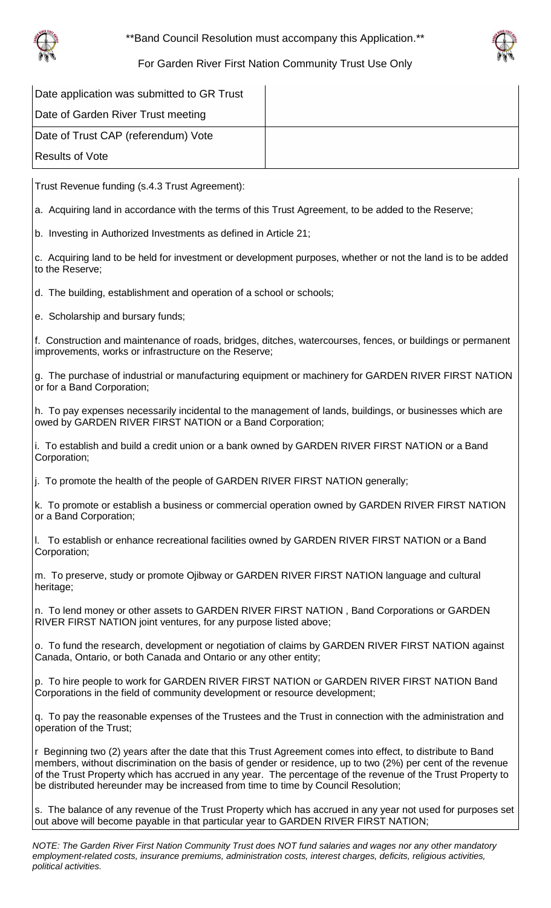**Band Council Resolution must accompany this Application.**

For Garden River First Nation Community Trust Use Only

| | |
|---|---|
| Date application was submitted to GR Trust | |
| Date of Garden River Trust meeting | |
| Date of Trust CAP (referendum) Vote | |
| Results of Vote | |

Trust Revenue funding (s.4.3 Trust Agreement):

a. Acquiring land in accordance with the terms of this Trust Agreement, to be added to the Reserve;

b. Investing in Authorized Investments as defined in Article 21;

c. Acquiring land to be held for investment or development purposes, whether or not the land is to be added to the Reserve;

d. The building, establishment and operation of a school or schools;

e. Scholarship and bursary funds;

f. Construction and maintenance of roads, bridges, ditches, watercourses, fences, or buildings or permanent improvements, works or infrastructure on the Reserve;

g. The purchase of industrial or manufacturing equipment or machinery for GARDEN RIVER FIRST NATION or for a Band Corporation;

h. To pay expenses necessarily incidental to the management of lands, buildings, or businesses which are owed by GARDEN RIVER FIRST NATION or a Band Corporation;

i. To establish and build a credit union or a bank owned by GARDEN RIVER FIRST NATION or a Band Corporation;

j. To promote the health of the people of GARDEN RIVER FIRST NATION generally;

k. To promote or establish a business or commercial operation owned by GARDEN RIVER FIRST NATION or a Band Corporation;

l. To establish or enhance recreational facilities owned by GARDEN RIVER FIRST NATION or a Band Corporation;

m. To preserve, study or promote Ojibway or GARDEN RIVER FIRST NATION language and cultural heritage;

n. To lend money or other assets to GARDEN RIVER FIRST NATION , Band Corporations or GARDEN RIVER FIRST NATION joint ventures, for any purpose listed above;

o. To fund the research, development or negotiation of claims by GARDEN RIVER FIRST NATION against Canada, Ontario, or both Canada and Ontario or any other entity;

p. To hire people to work for GARDEN RIVER FIRST NATION or GARDEN RIVER FIRST NATION Band Corporations in the field of community development or resource development;

q. To pay the reasonable expenses of the Trustees and the Trust in connection with the administration and operation of the Trust;

r Beginning two (2) years after the date that this Trust Agreement comes into effect, to distribute to Band members, without discrimination on the basis of gender or residence, up to two (2%) per cent of the revenue of the Trust Property which has accrued in any year. The percentage of the revenue of the Trust Property to be distributed hereunder may be increased from time to time by Council Resolution;

s. The balance of any revenue of the Trust Property which has accrued in any year not used for purposes set out above will become payable in that particular year to GARDEN RIVER FIRST NATION;

*NOTE: The Garden River First Nation Community Trust does NOT fund salaries and wages nor any other mandatory employment-related costs, insurance premiums, administration costs, interest charges, deficits, religious activities, political activities.*